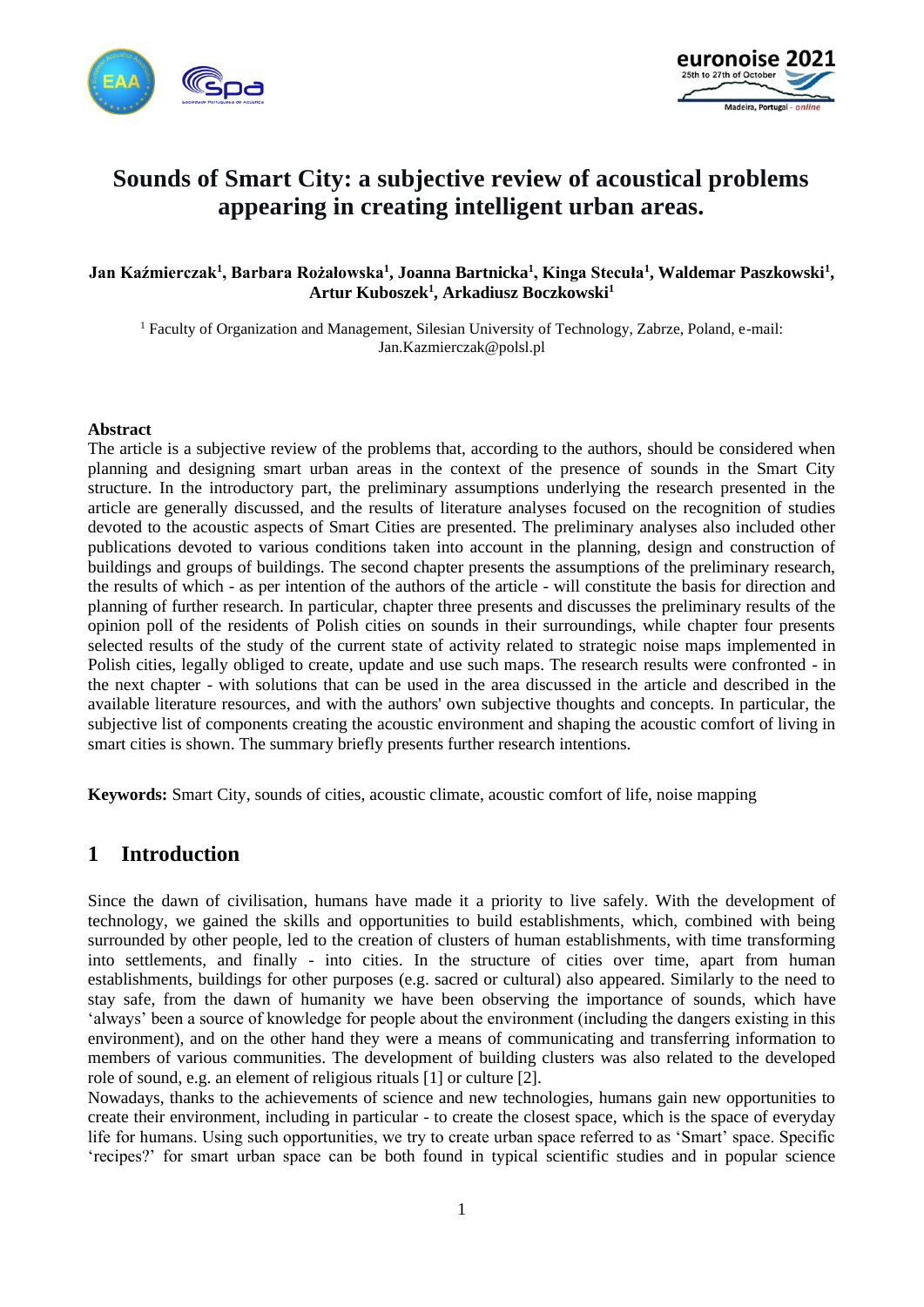# Sounds of Smart City: a subjective review of acoustical problems appearing in creating intelligent urban areas.

**Jan Kaźmierczak[1], Barbara Rożałowska[1], Joanna Bartnicka[1], Kinga Stecuła[1], Waldemar Paszkowski[1], Artur Kuboszek[1], Arkadiusz Boczkowski[1]**

[1] Faculty of Organization and Management, Silesian University of Technology, Zabrze, Poland, e-mail: Jan.Kazmierczak@polsl.pl

**Abstract**

The article is a subjective review of the problems that, according to the authors, should be considered when planning and designing smart urban areas in the context of the presence of sounds in the Smart City structure. In the introductory part, the preliminary assumptions underlying the research presented in the article are generally discussed, and the results of literature analyses focused on the recognition of studies devoted to the acoustic aspects of Smart Cities are presented. The preliminary analyses also included other publications devoted to various conditions taken into account in the planning, design and construction of buildings and groups of buildings. The second chapter presents the assumptions of the preliminary research, the results of which - as per intention of the authors of the article - will constitute the basis for direction and planning of further research. In particular, chapter three presents and discusses the preliminary results of the opinion poll of the residents of Polish cities on sounds in their surroundings, while chapter four presents selected results of the study of the current state of activity related to strategic noise maps implemented in Polish cities, legally obliged to create, update and use such maps. The research results were confronted - in the next chapter - with solutions that can be used in the area discussed in the article and described in the available literature resources, and with the authors' own subjective thoughts and concepts. In particular, the subjective list of components creating the acoustic environment and shaping the acoustic comfort of living in smart cities is shown. The summary briefly presents further research intentions.

**Keywords:** Smart City, sounds of cities, acoustic climate, acoustic comfort of life, noise mapping

## 1 Introduction

Since the dawn of civilisation, humans have made it a priority to live safely. With the development of technology, we gained the skills and opportunities to build establishments, which, combined with being surrounded by other people, led to the creation of clusters of human establishments, with time transforming into settlements, and finally - into cities. In the structure of cities over time, apart from human establishments, buildings for other purposes (e.g. sacred or cultural) also appeared. Similarly to the need to stay safe, from the dawn of humanity we have been observing the importance of sounds, which have 'always' been a source of knowledge for people about the environment (including the dangers existing in this environment), and on the other hand they were a means of communicating and transferring information to members of various communities. The development of building clusters was also related to the developed role of sound, e.g. an element of religious rituals [1] or culture [2].

Nowadays, thanks to the achievements of science and new technologies, humans gain new opportunities to create their environment, including in particular - to create the closest space, which is the space of everyday life for humans. Using such opportunities, we try to create urban space referred to as 'Smart' space. Specific 'recipes?' for smart urban space can be both found in typical scientific studies and in popular science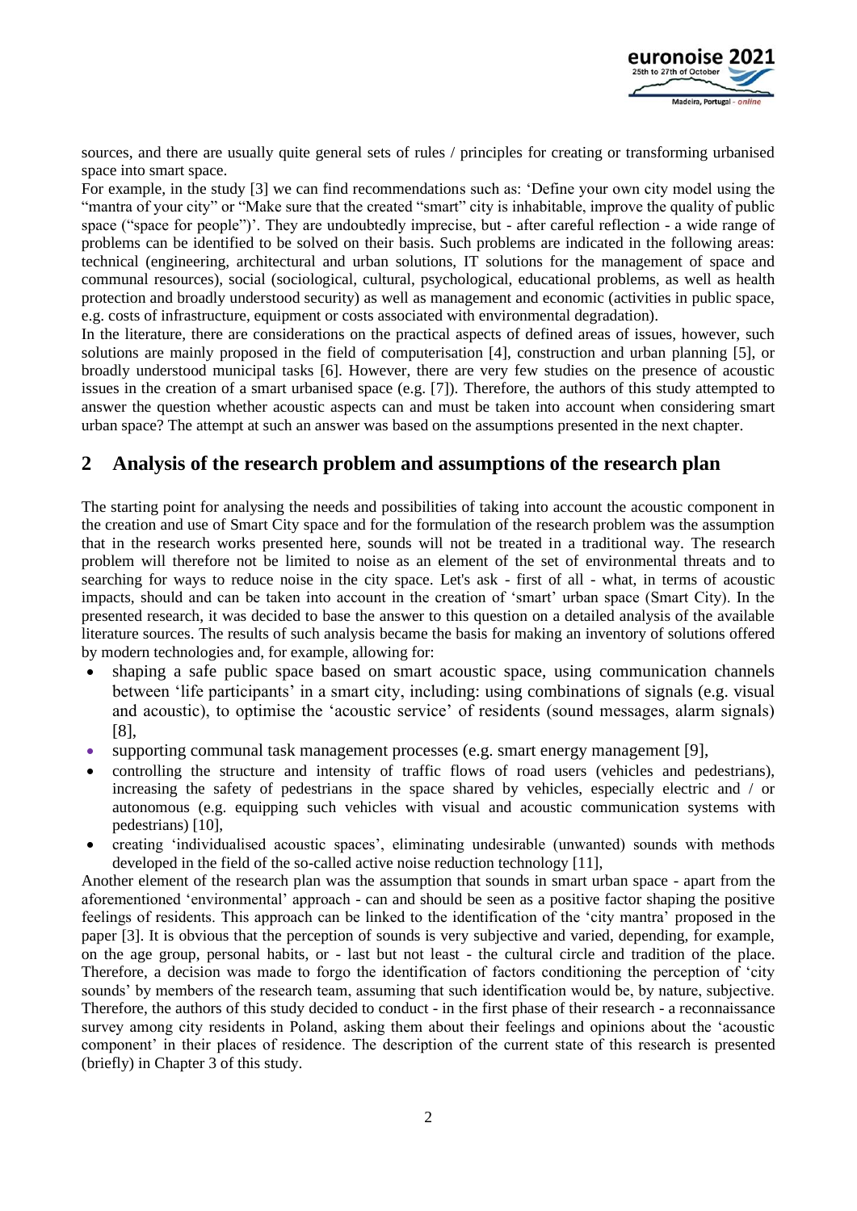sources, and there are usually quite general sets of rules / principles for creating or transforming urbanised space into smart space.

For example, in the study [3] we can find recommendations such as: 'Define your own city model using the "mantra of your city" or "Make sure that the created "smart" city is inhabitable, improve the quality of public space ("space for people")'. They are undoubtedly imprecise, but - after careful reflection - a wide range of problems can be identified to be solved on their basis. Such problems are indicated in the following areas: technical (engineering, architectural and urban solutions, IT solutions for the management of space and communal resources), social (sociological, cultural, psychological, educational problems, as well as health protection and broadly understood security) as well as management and economic (activities in public space, e.g. costs of infrastructure, equipment or costs associated with environmental degradation).

In the literature, there are considerations on the practical aspects of defined areas of issues, however, such solutions are mainly proposed in the field of computerisation [4], construction and urban planning [5], or broadly understood municipal tasks [6]. However, there are very few studies on the presence of acoustic issues in the creation of a smart urbanised space (e.g. [7]). Therefore, the authors of this study attempted to answer the question whether acoustic aspects can and must be taken into account when considering smart urban space? The attempt at such an answer was based on the assumptions presented in the next chapter.

## 2 Analysis of the research problem and assumptions of the research plan

The starting point for analysing the needs and possibilities of taking into account the acoustic component in the creation and use of Smart City space and for the formulation of the research problem was the assumption that in the research works presented here, sounds will not be treated in a traditional way. The research problem will therefore not be limited to noise as an element of the set of environmental threats and to searching for ways to reduce noise in the city space. Let's ask - first of all - what, in terms of acoustic impacts, should and can be taken into account in the creation of 'smart' urban space (Smart City). In the presented research, it was decided to base the answer to this question on a detailed analysis of the available literature sources. The results of such analysis became the basis for making an inventory of solutions offered by modern technologies and, for example, allowing for:

- shaping a safe public space based on smart acoustic space, using communication channels between 'life participants' in a smart city, including: using combinations of signals (e.g. visual and acoustic), to optimise the 'acoustic service' of residents (sound messages, alarm signals) [8],
- supporting communal task management processes (e.g. smart energy management [9],
- controlling the structure and intensity of traffic flows of road users (vehicles and pedestrians), increasing the safety of pedestrians in the space shared by vehicles, especially electric and / or autonomous (e.g. equipping such vehicles with visual and acoustic communication systems with pedestrians) [10],
- creating 'individualised acoustic spaces', eliminating undesirable (unwanted) sounds with methods developed in the field of the so-called active noise reduction technology [11],

Another element of the research plan was the assumption that sounds in smart urban space - apart from the aforementioned 'environmental' approach - can and should be seen as a positive factor shaping the positive feelings of residents. This approach can be linked to the identification of the 'city mantra' proposed in the paper [3]. It is obvious that the perception of sounds is very subjective and varied, depending, for example, on the age group, personal habits, or - last but not least - the cultural circle and tradition of the place. Therefore, a decision was made to forgo the identification of factors conditioning the perception of 'city sounds' by members of the research team, assuming that such identification would be, by nature, subjective. Therefore, the authors of this study decided to conduct - in the first phase of their research - a reconnaissance survey among city residents in Poland, asking them about their feelings and opinions about the 'acoustic component' in their places of residence. The description of the current state of this research is presented (briefly) in Chapter 3 of this study.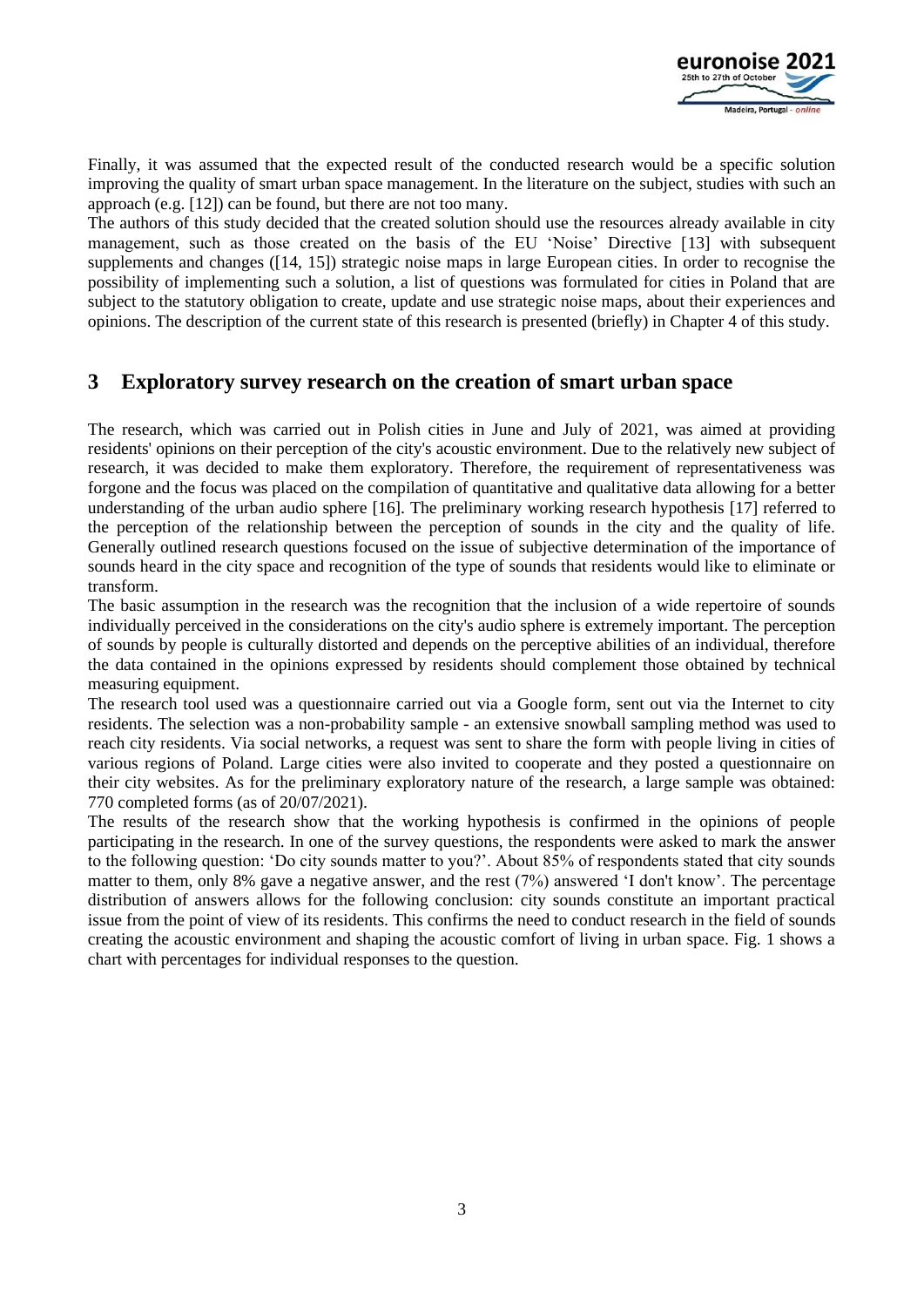Finally, it was assumed that the expected result of the conducted research would be a specific solution improving the quality of smart urban space management. In the literature on the subject, studies with such an approach (e.g. [12]) can be found, but there are not too many.

The authors of this study decided that the created solution should use the resources already available in city management, such as those created on the basis of the EU 'Noise' Directive [13] with subsequent supplements and changes ([14, 15]) strategic noise maps in large European cities. In order to recognise the possibility of implementing such a solution, a list of questions was formulated for cities in Poland that are subject to the statutory obligation to create, update and use strategic noise maps, about their experiences and opinions. The description of the current state of this research is presented (briefly) in Chapter 4 of this study.

## 3 Exploratory survey research on the creation of smart urban space

The research, which was carried out in Polish cities in June and July of 2021, was aimed at providing residents' opinions on their perception of the city's acoustic environment. Due to the relatively new subject of research, it was decided to make them exploratory. Therefore, the requirement of representativeness was forgone and the focus was placed on the compilation of quantitative and qualitative data allowing for a better understanding of the urban audio sphere [16]. The preliminary working research hypothesis [17] referred to the perception of the relationship between the perception of sounds in the city and the quality of life. Generally outlined research questions focused on the issue of subjective determination of the importance of sounds heard in the city space and recognition of the type of sounds that residents would like to eliminate or transform.

The basic assumption in the research was the recognition that the inclusion of a wide repertoire of sounds individually perceived in the considerations on the city's audio sphere is extremely important. The perception of sounds by people is culturally distorted and depends on the perceptive abilities of an individual, therefore the data contained in the opinions expressed by residents should complement those obtained by technical measuring equipment.

The research tool used was a questionnaire carried out via a Google form, sent out via the Internet to city residents. The selection was a non-probability sample - an extensive snowball sampling method was used to reach city residents. Via social networks, a request was sent to share the form with people living in cities of various regions of Poland. Large cities were also invited to cooperate and they posted a questionnaire on their city websites. As for the preliminary exploratory nature of the research, a large sample was obtained: 770 completed forms (as of 20/07/2021).

The results of the research show that the working hypothesis is confirmed in the opinions of people participating in the research. In one of the survey questions, the respondents were asked to mark the answer to the following question: 'Do city sounds matter to you?'. About 85% of respondents stated that city sounds matter to them, only 8% gave a negative answer, and the rest (7%) answered 'I don't know'. The percentage distribution of answers allows for the following conclusion: city sounds constitute an important practical issue from the point of view of its residents. This confirms the need to conduct research in the field of sounds creating the acoustic environment and shaping the acoustic comfort of living in urban space. Fig. 1 shows a chart with percentages for individual responses to the question.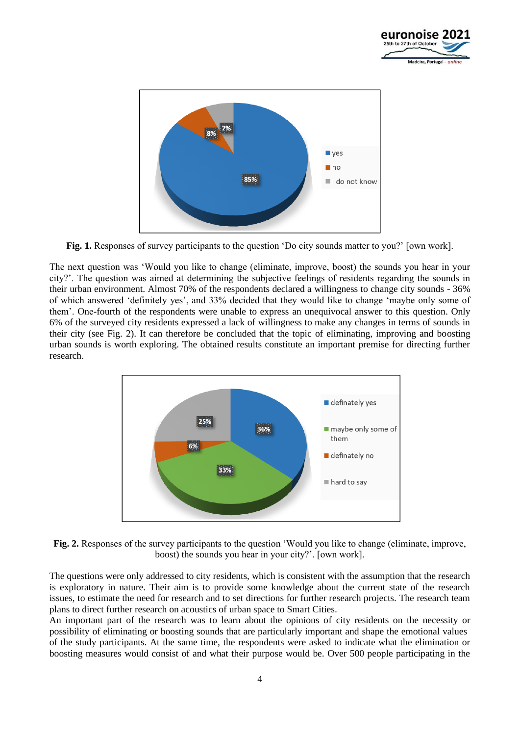**Fig. 1.** Responses of survey participants to the question 'Do city sounds matter to you?' [own work].

The next question was 'Would you like to change (eliminate, improve, boost) the sounds you hear in your city?'. The question was aimed at determining the subjective feelings of residents regarding the sounds in their urban environment. Almost 70% of the respondents declared a willingness to change city sounds - 36% of which answered 'definitely yes', and 33% decided that they would like to change 'maybe only some of them'. One-fourth of the respondents were unable to express an unequivocal answer to this question. Only 6% of the surveyed city residents expressed a lack of willingness to make any changes in terms of sounds in their city (see Fig. 2). It can therefore be concluded that the topic of eliminating, improving and boosting urban sounds is worth exploring. The obtained results constitute an important premise for directing further research.

**Fig. 2.** Responses of the survey participants to the question 'Would you like to change (eliminate, improve, boost) the sounds you hear in your city?'. [own work].

The questions were only addressed to city residents, which is consistent with the assumption that the research is exploratory in nature. Their aim is to provide some knowledge about the current state of the research issues, to estimate the need for research and to set directions for further research projects. The research team plans to direct further research on acoustics of urban space to Smart Cities.

An important part of the research was to learn about the opinions of city residents on the necessity or possibility of eliminating or boosting sounds that are particularly important and shape the emotional values of the study participants. At the same time, the respondents were asked to indicate what the elimination or boosting measures would consist of and what their purpose would be. Over 500 people participating in the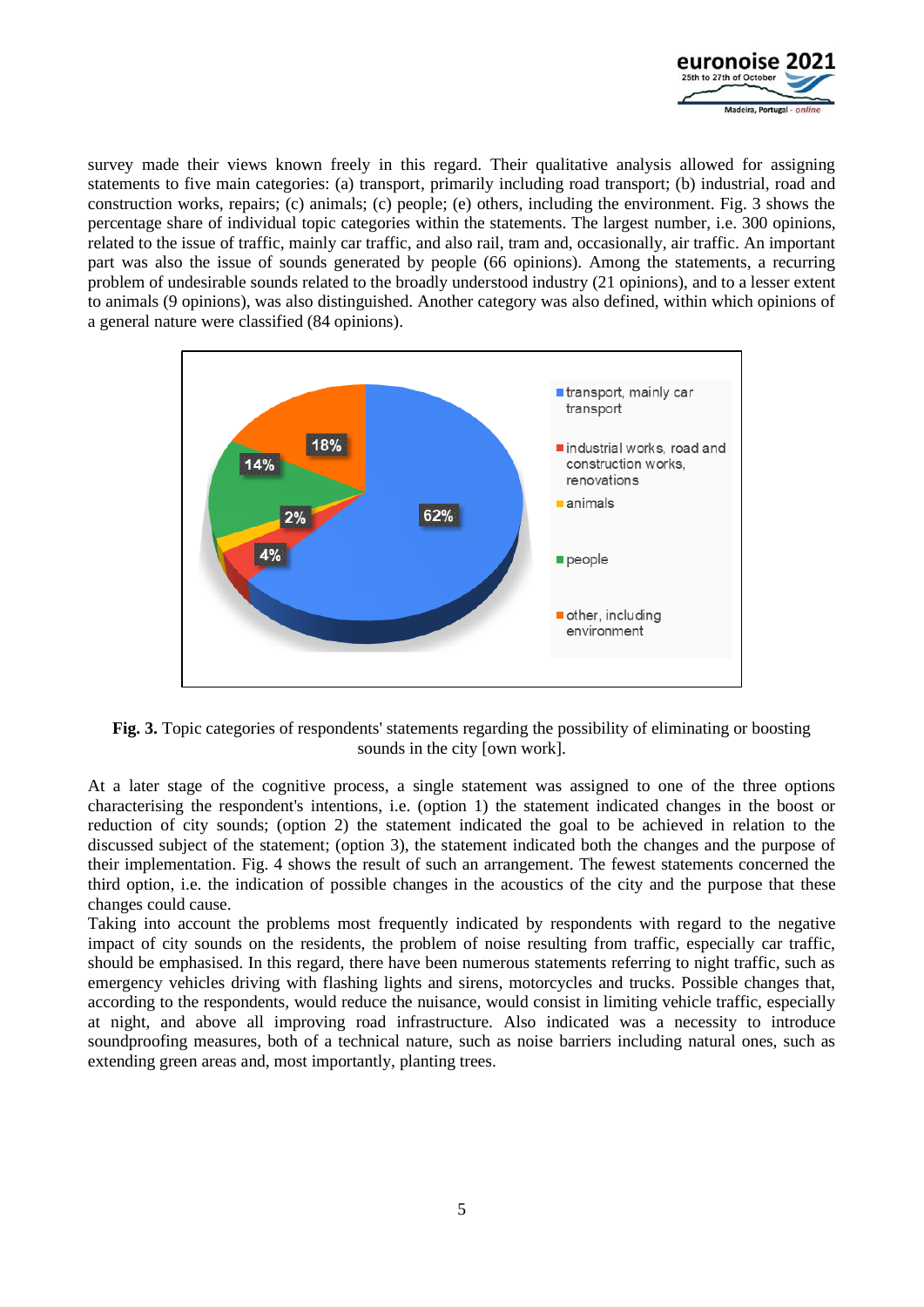survey made their views known freely in this regard. Their qualitative analysis allowed for assigning statements to five main categories: (a) transport, primarily including road transport; (b) industrial, road and construction works, repairs; (c) animals; (c) people; (e) others, including the environment. Fig. 3 shows the percentage share of individual topic categories within the statements. The largest number, i.e. 300 opinions, related to the issue of traffic, mainly car traffic, and also rail, tram and, occasionally, air traffic. An important part was also the issue of sounds generated by people (66 opinions). Among the statements, a recurring problem of undesirable sounds related to the broadly understood industry (21 opinions), and to a lesser extent to animals (9 opinions), was also distinguished. Another category was also defined, within which opinions of a general nature were classified (84 opinions).

**Fig. 3.** Topic categories of respondents' statements regarding the possibility of eliminating or boosting sounds in the city [own work].

At a later stage of the cognitive process, a single statement was assigned to one of the three options characterising the respondent's intentions, i.e. (option 1) the statement indicated changes in the boost or reduction of city sounds; (option 2) the statement indicated the goal to be achieved in relation to the discussed subject of the statement; (option 3), the statement indicated both the changes and the purpose of their implementation. Fig. 4 shows the result of such an arrangement. The fewest statements concerned the third option, i.e. the indication of possible changes in the acoustics of the city and the purpose that these changes could cause.

Taking into account the problems most frequently indicated by respondents with regard to the negative impact of city sounds on the residents, the problem of noise resulting from traffic, especially car traffic, should be emphasised. In this regard, there have been numerous statements referring to night traffic, such as emergency vehicles driving with flashing lights and sirens, motorcycles and trucks. Possible changes that, according to the respondents, would reduce the nuisance, would consist in limiting vehicle traffic, especially at night, and above all improving road infrastructure. Also indicated was a necessity to introduce soundproofing measures, both of a technical nature, such as noise barriers including natural ones, such as extending green areas and, most importantly, planting trees.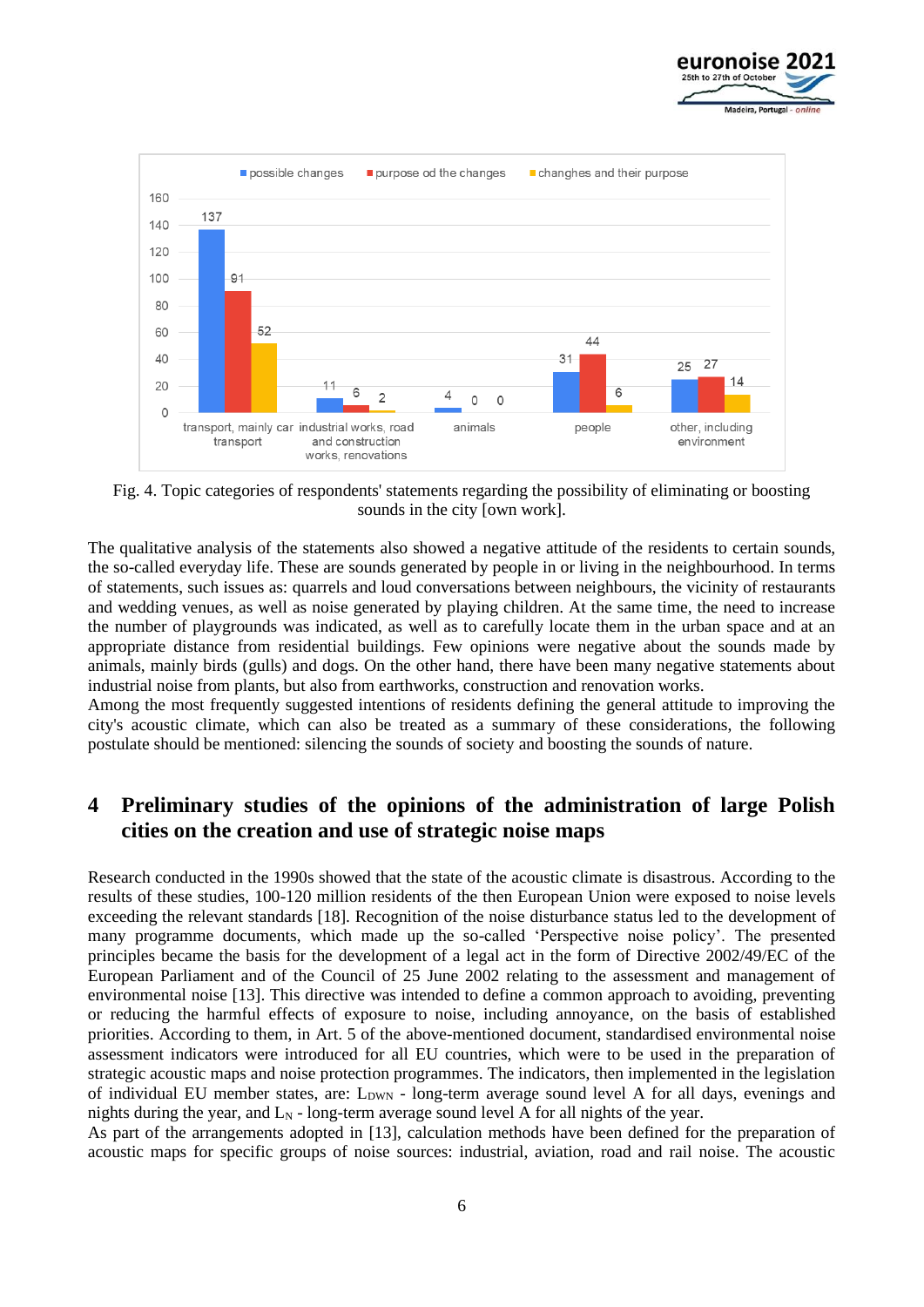Fig. 4. Topic categories of respondents' statements regarding the possibility of eliminating or boosting sounds in the city [own work].

The qualitative analysis of the statements also showed a negative attitude of the residents to certain sounds, the so-called everyday life. These are sounds generated by people in or living in the neighbourhood. In terms of statements, such issues as: quarrels and loud conversations between neighbours, the vicinity of restaurants and wedding venues, as well as noise generated by playing children. At the same time, the need to increase the number of playgrounds was indicated, as well as to carefully locate them in the urban space and at an appropriate distance from residential buildings. Few opinions were negative about the sounds made by animals, mainly birds (gulls) and dogs. On the other hand, there have been many negative statements about industrial noise from plants, but also from earthworks, construction and renovation works.

Among the most frequently suggested intentions of residents defining the general attitude to improving the city's acoustic climate, which can also be treated as a summary of these considerations, the following postulate should be mentioned: silencing the sounds of society and boosting the sounds of nature.

## 4 Preliminary studies of the opinions of the administration of large Polish cities on the creation and use of strategic noise maps

Research conducted in the 1990s showed that the state of the acoustic climate is disastrous. According to the results of these studies, 100-120 million residents of the then European Union were exposed to noise levels exceeding the relevant standards [18]. Recognition of the noise disturbance status led to the development of many programme documents, which made up the so-called 'Perspective noise policy'. The presented principles became the basis for the development of a legal act in the form of Directive 2002/49/EC of the European Parliament and of the Council of 25 June 2002 relating to the assessment and management of environmental noise [13]. This directive was intended to define a common approach to avoiding, preventing or reducing the harmful effects of exposure to noise, including annoyance, on the basis of established priorities. According to them, in Art. 5 of the above-mentioned document, standardised environmental noise assessment indicators were introduced for all EU countries, which were to be used in the preparation of strategic acoustic maps and noise protection programmes. The indicators, then implemented in the legislation of individual EU member states, are: $L_{DWN}$ - long-term average sound level A for all days, evenings and nights during the year, and $L_N$ - long-term average sound level A for all nights of the year.

As part of the arrangements adopted in [13], calculation methods have been defined for the preparation of acoustic maps for specific groups of noise sources: industrial, aviation, road and rail noise. The acoustic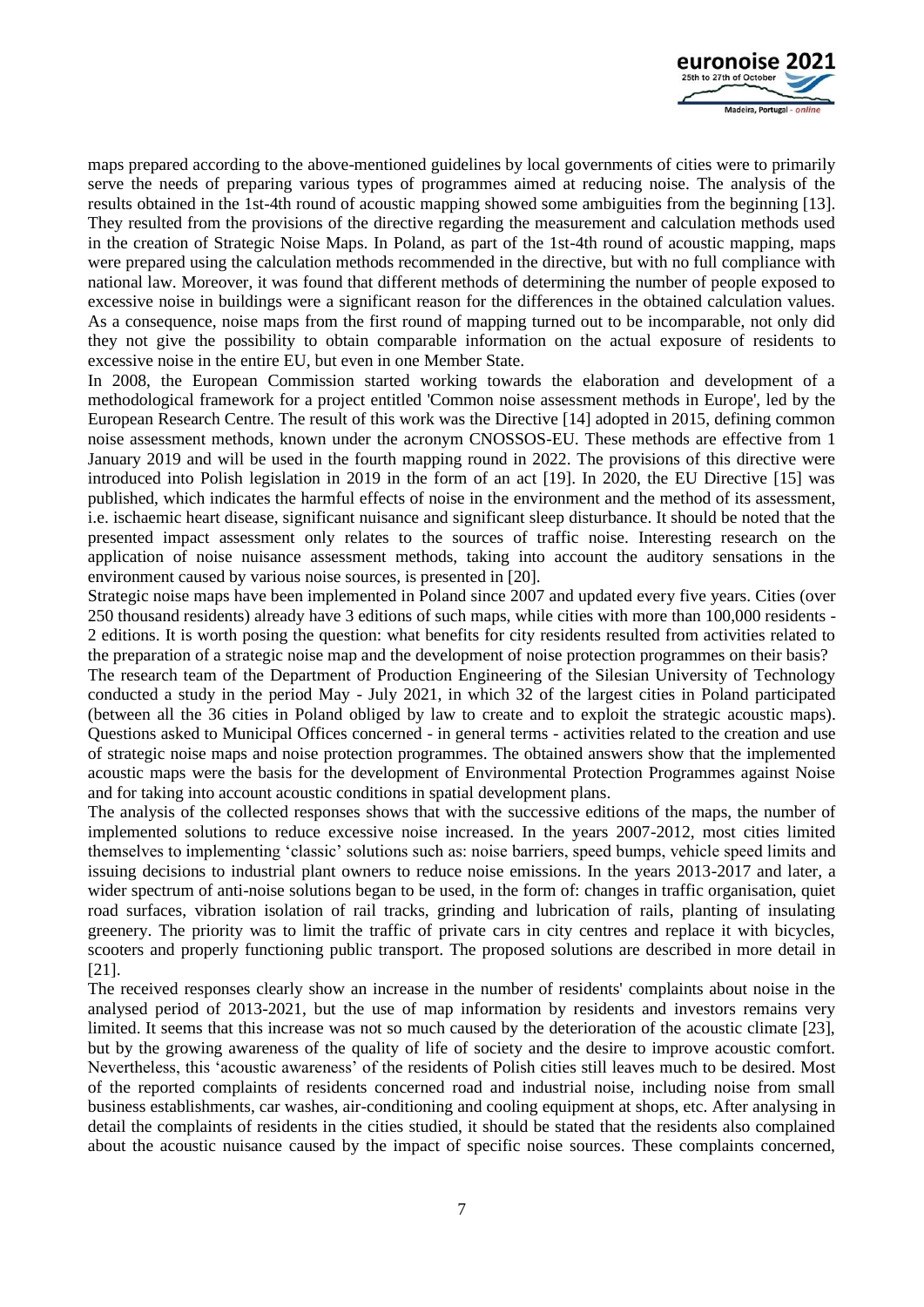maps prepared according to the above-mentioned guidelines by local governments of cities were to primarily serve the needs of preparing various types of programmes aimed at reducing noise. The analysis of the results obtained in the 1st-4th round of acoustic mapping showed some ambiguities from the beginning [13]. They resulted from the provisions of the directive regarding the measurement and calculation methods used in the creation of Strategic Noise Maps. In Poland, as part of the 1st-4th round of acoustic mapping, maps were prepared using the calculation methods recommended in the directive, but with no full compliance with national law. Moreover, it was found that different methods of determining the number of people exposed to excessive noise in buildings were a significant reason for the differences in the obtained calculation values. As a consequence, noise maps from the first round of mapping turned out to be incomparable, not only did they not give the possibility to obtain comparable information on the actual exposure of residents to excessive noise in the entire EU, but even in one Member State.

In 2008, the European Commission started working towards the elaboration and development of a methodological framework for a project entitled 'Common noise assessment methods in Europe', led by the European Research Centre. The result of this work was the Directive [14] adopted in 2015, defining common noise assessment methods, known under the acronym CNOSSOS-EU. These methods are effective from 1 January 2019 and will be used in the fourth mapping round in 2022. The provisions of this directive were introduced into Polish legislation in 2019 in the form of an act [19]. In 2020, the EU Directive [15] was published, which indicates the harmful effects of noise in the environment and the method of its assessment, i.e. ischaemic heart disease, significant nuisance and significant sleep disturbance. It should be noted that the presented impact assessment only relates to the sources of traffic noise. Interesting research on the application of noise nuisance assessment methods, taking into account the auditory sensations in the environment caused by various noise sources, is presented in [20].

Strategic noise maps have been implemented in Poland since 2007 and updated every five years. Cities (over 250 thousand residents) already have 3 editions of such maps, while cities with more than 100,000 residents - 2 editions. It is worth posing the question: what benefits for city residents resulted from activities related to the preparation of a strategic noise map and the development of noise protection programmes on their basis?

The research team of the Department of Production Engineering of the Silesian University of Technology conducted a study in the period May - July 2021, in which 32 of the largest cities in Poland participated (between all the 36 cities in Poland obliged by law to create and to exploit the strategic acoustic maps). Questions asked to Municipal Offices concerned - in general terms - activities related to the creation and use of strategic noise maps and noise protection programmes. The obtained answers show that the implemented acoustic maps were the basis for the development of Environmental Protection Programmes against Noise and for taking into account acoustic conditions in spatial development plans.

The analysis of the collected responses shows that with the successive editions of the maps, the number of implemented solutions to reduce excessive noise increased. In the years 2007-2012, most cities limited themselves to implementing 'classic' solutions such as: noise barriers, speed bumps, vehicle speed limits and issuing decisions to industrial plant owners to reduce noise emissions. In the years 2013-2017 and later, a wider spectrum of anti-noise solutions began to be used, in the form of: changes in traffic organisation, quiet road surfaces, vibration isolation of rail tracks, grinding and lubrication of rails, planting of insulating greenery. The priority was to limit the traffic of private cars in city centres and replace it with bicycles, scooters and properly functioning public transport. The proposed solutions are described in more detail in [21].

The received responses clearly show an increase in the number of residents' complaints about noise in the analysed period of 2013-2021, but the use of map information by residents and investors remains very limited. It seems that this increase was not so much caused by the deterioration of the acoustic climate [23], but by the growing awareness of the quality of life of society and the desire to improve acoustic comfort. Nevertheless, this 'acoustic awareness' of the residents of Polish cities still leaves much to be desired. Most of the reported complaints of residents concerned road and industrial noise, including noise from small business establishments, car washes, air-conditioning and cooling equipment at shops, etc. After analysing in detail the complaints of residents in the cities studied, it should be stated that the residents also complained about the acoustic nuisance caused by the impact of specific noise sources. These complaints concerned,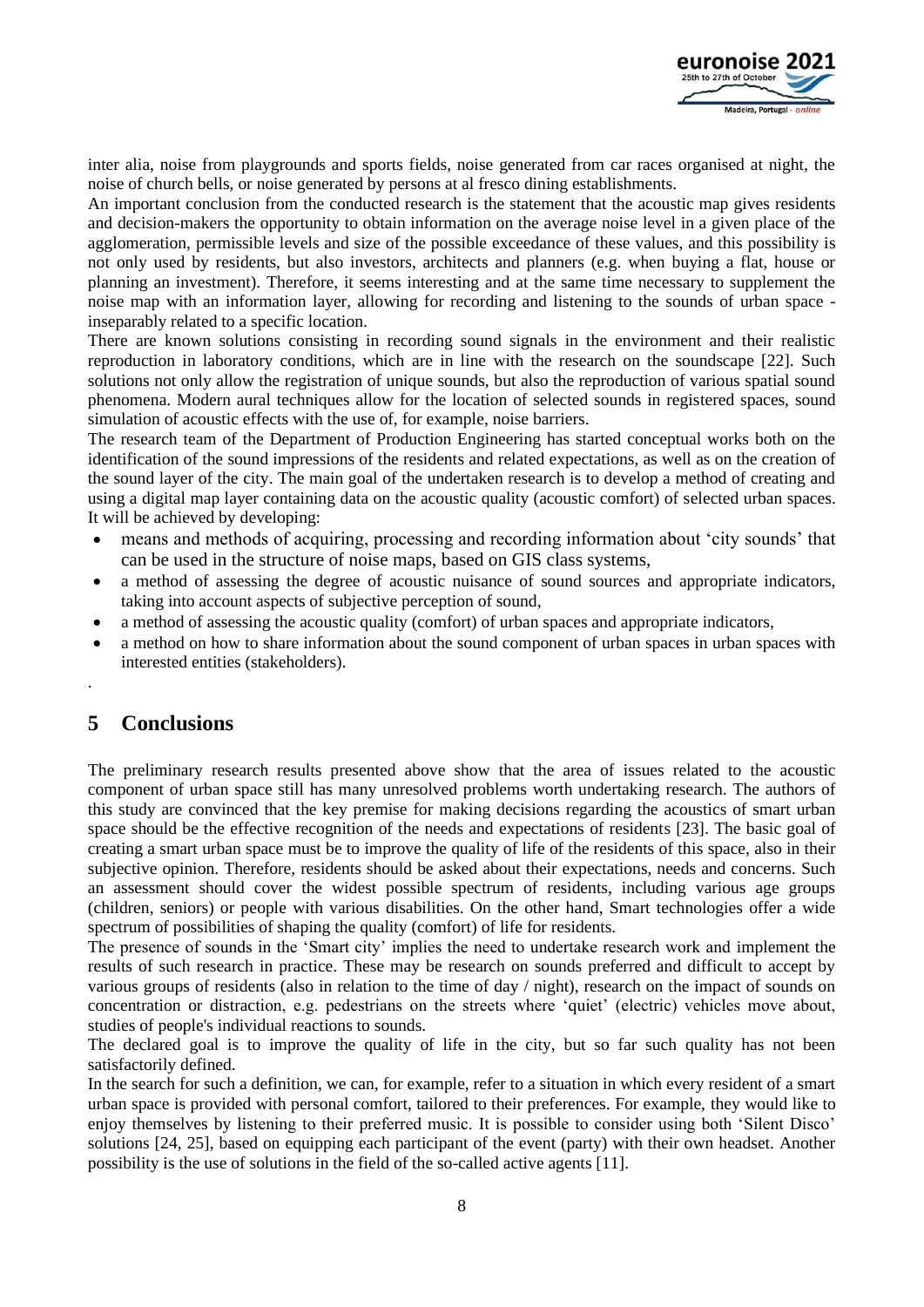inter alia, noise from playgrounds and sports fields, noise generated from car races organised at night, the noise of church bells, or noise generated by persons at al fresco dining establishments.

An important conclusion from the conducted research is the statement that the acoustic map gives residents and decision-makers the opportunity to obtain information on the average noise level in a given place of the agglomeration, permissible levels and size of the possible exceedance of these values, and this possibility is not only used by residents, but also investors, architects and planners (e.g. when buying a flat, house or planning an investment). Therefore, it seems interesting and at the same time necessary to supplement the noise map with an information layer, allowing for recording and listening to the sounds of urban space - inseparably related to a specific location.

There are known solutions consisting in recording sound signals in the environment and their realistic reproduction in laboratory conditions, which are in line with the research on the soundscape [22]. Such solutions not only allow the registration of unique sounds, but also the reproduction of various spatial sound phenomena. Modern aural techniques allow for the location of selected sounds in registered spaces, sound simulation of acoustic effects with the use of, for example, noise barriers.

The research team of the Department of Production Engineering has started conceptual works both on the identification of the sound impressions of the residents and related expectations, as well as on the creation of the sound layer of the city. The main goal of the undertaken research is to develop a method of creating and using a digital map layer containing data on the acoustic quality (acoustic comfort) of selected urban spaces. It will be achieved by developing:

- means and methods of acquiring, processing and recording information about 'city sounds' that can be used in the structure of noise maps, based on GIS class systems,
- a method of assessing the degree of acoustic nuisance of sound sources and appropriate indicators, taking into account aspects of subjective perception of sound,
- a method of assessing the acoustic quality (comfort) of urban spaces and appropriate indicators,
- a method on how to share information about the sound component of urban spaces in urban spaces with interested entities (stakeholders).

## 5 Conclusions

The preliminary research results presented above show that the area of issues related to the acoustic component of urban space still has many unresolved problems worth undertaking research. The authors of this study are convinced that the key premise for making decisions regarding the acoustics of smart urban space should be the effective recognition of the needs and expectations of residents [23]. The basic goal of creating a smart urban space must be to improve the quality of life of the residents of this space, also in their subjective opinion. Therefore, residents should be asked about their expectations, needs and concerns. Such an assessment should cover the widest possible spectrum of residents, including various age groups (children, seniors) or people with various disabilities. On the other hand, Smart technologies offer a wide spectrum of possibilities of shaping the quality (comfort) of life for residents.

The presence of sounds in the 'Smart city' implies the need to undertake research work and implement the results of such research in practice. These may be research on sounds preferred and difficult to accept by various groups of residents (also in relation to the time of day / night), research on the impact of sounds on concentration or distraction, e.g. pedestrians on the streets where 'quiet' (electric) vehicles move about, studies of people's individual reactions to sounds.

The declared goal is to improve the quality of life in the city, but so far such quality has not been satisfactorily defined.

In the search for such a definition, we can, for example, refer to a situation in which every resident of a smart urban space is provided with personal comfort, tailored to their preferences. For example, they would like to enjoy themselves by listening to their preferred music. It is possible to consider using both 'Silent Disco' solutions [24, 25], based on equipping each participant of the event (party) with their own headset. Another possibility is the use of solutions in the field of the so-called active agents [11].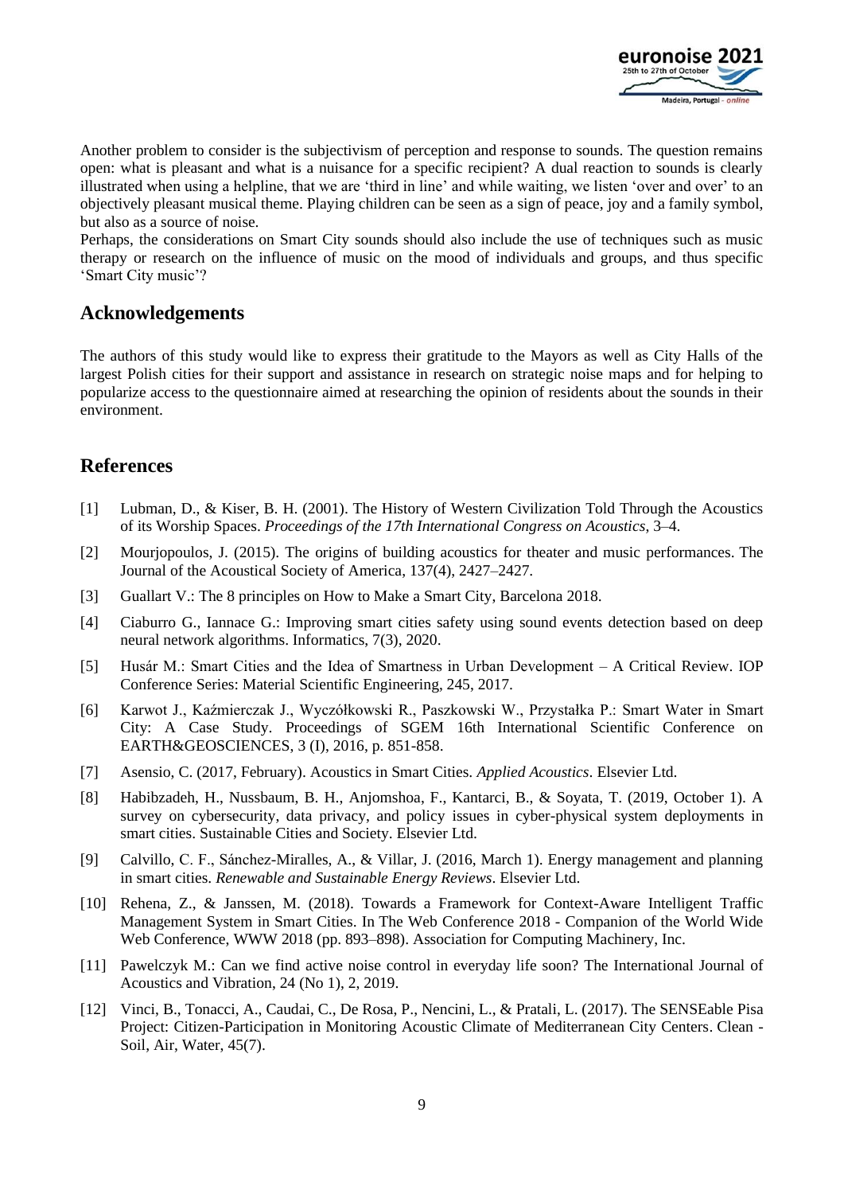Another problem to consider is the subjectivism of perception and response to sounds. The question remains open: what is pleasant and what is a nuisance for a specific recipient? A dual reaction to sounds is clearly illustrated when using a helpline, that we are 'third in line' and while waiting, we listen 'over and over' to an objectively pleasant musical theme. Playing children can be seen as a sign of peace, joy and a family symbol, but also as a source of noise.
Perhaps, the considerations on Smart City sounds should also include the use of techniques such as music therapy or research on the influence of music on the mood of individuals and groups, and thus specific 'Smart City music'?

## Acknowledgements

The authors of this study would like to express their gratitude to the Mayors as well as City Halls of the largest Polish cities for their support and assistance in research on strategic noise maps and for helping to popularize access to the questionnaire aimed at researching the opinion of residents about the sounds in their environment.

## References

[1] Lubman, D., & Kiser, B. H. (2001). The History of Western Civilization Told Through the Acoustics of its Worship Spaces. *Proceedings of the 17th International Congress on Acoustics*, 3–4.

[2] Mourjopoulos, J. (2015). The origins of building acoustics for theater and music performances. The Journal of the Acoustical Society of America, 137(4), 2427–2427.

[3] Guallart V.: The 8 principles on How to Make a Smart City, Barcelona 2018.

[4] Ciaburro G., Iannace G.: Improving smart cities safety using sound events detection based on deep neural network algorithms. Informatics, 7(3), 2020.

[5] Husár M.: Smart Cities and the Idea of Smartness in Urban Development – A Critical Review. IOP Conference Series: Material Scientific Engineering, 245, 2017.

[6] Karwot J., Kaźmierczak J., Wyczółkowski R., Paszkowski W., Przystałka P.: Smart Water in Smart City: A Case Study. Proceedings of SGEM 16th International Scientific Conference on EARTH&GEOSCIENCES, 3 (I), 2016, p. 851-858.

[7] Asensio, C. (2017, February). Acoustics in Smart Cities. *Applied Acoustics*. Elsevier Ltd.

[8] Habibzadeh, H., Nussbaum, B. H., Anjomshoa, F., Kantarci, B., & Soyata, T. (2019, October 1). A survey on cybersecurity, data privacy, and policy issues in cyber-physical system deployments in smart cities. Sustainable Cities and Society. Elsevier Ltd.

[9] Calvillo, C. F., Sánchez-Miralles, A., & Villar, J. (2016, March 1). Energy management and planning in smart cities. *Renewable and Sustainable Energy Reviews*. Elsevier Ltd.

[10] Rehena, Z., & Janssen, M. (2018). Towards a Framework for Context-Aware Intelligent Traffic Management System in Smart Cities. In The Web Conference 2018 - Companion of the World Wide Web Conference, WWW 2018 (pp. 893–898). Association for Computing Machinery, Inc.

[11] Pawelczyk M.: Can we find active noise control in everyday life soon? The International Journal of Acoustics and Vibration, 24 (No 1), 2, 2019.

[12] Vinci, B., Tonacci, A., Caudai, C., De Rosa, P., Nencini, L., & Pratali, L. (2017). The SENSEable Pisa Project: Citizen-Participation in Monitoring Acoustic Climate of Mediterranean City Centers. Clean - Soil, Air, Water, 45(7).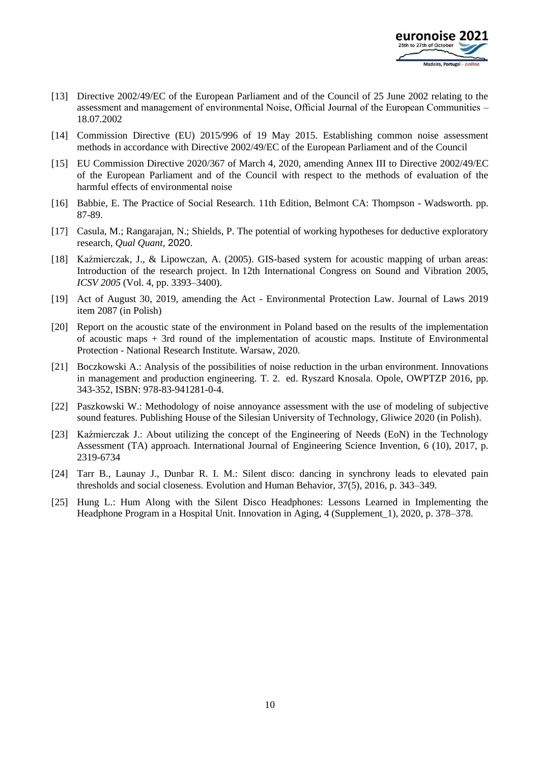[13] Directive 2002/49/EC of the European Parliament and of the Council of 25 June 2002 relating to the assessment and management of environmental Noise, Official Journal of the European Communities – 18.07.2002

[14] Commission Directive (EU) 2015/996 of 19 May 2015. Establishing common noise assessment methods in accordance with Directive 2002/49/EC of the European Parliament and of the Council

[15] EU Commission Directive 2020/367 of March 4, 2020, amending Annex III to Directive 2002/49/EC of the European Parliament and of the Council with respect to the methods of evaluation of the harmful effects of environmental noise

[16] Babbie, E. The Practice of Social Research. 11th Edition, Belmont CA: Thompson - Wadsworth. pp. 87-89.

[17] Casula, M.; Rangarajan, N.; Shields, P. The potential of working hypotheses for deductive exploratory research, *Qual Quant*, 2020.

[18] Kaźmierczak, J., & Lipowczan, A. (2005). GIS-based system for acoustic mapping of urban areas: Introduction of the research project. In 12th International Congress on Sound and Vibration 2005, *ICSV 2005* (Vol. 4, pp. 3393–3400).

[19] Act of August 30, 2019, amending the Act - Environmental Protection Law. Journal of Laws 2019 item 2087 (in Polish)

[20] Report on the acoustic state of the environment in Poland based on the results of the implementation of acoustic maps + 3rd round of the implementation of acoustic maps. Institute of Environmental Protection - National Research Institute. Warsaw, 2020.

[21] Boczkowski A.: Analysis of the possibilities of noise reduction in the urban environment. Innovations in management and production engineering. T. 2. ed. Ryszard Knosala. Opole, OWPTZP 2016, pp. 343-352, ISBN: 978-83-941281-0-4.

[22] Paszkowski W.: Methodology of noise annoyance assessment with the use of modeling of subjective sound features. Publishing House of the Silesian University of Technology, Gliwice 2020 (in Polish).

[23] Kaźmierczak J.: About utilizing the concept of the Engineering of Needs (EoN) in the Technology Assessment (TA) approach. International Journal of Engineering Science Invention, 6 (10), 2017, p. 2319-6734

[24] Tarr B., Launay J., Dunbar R. I. M.: Silent disco: dancing in synchrony leads to elevated pain thresholds and social closeness. Evolution and Human Behavior, 37(5), 2016, p. 343–349.

[25] Hung L.: Hum Along with the Silent Disco Headphones: Lessons Learned in Implementing the Headphone Program in a Hospital Unit. Innovation in Aging, 4 (Supplement_1), 2020, p. 378–378.